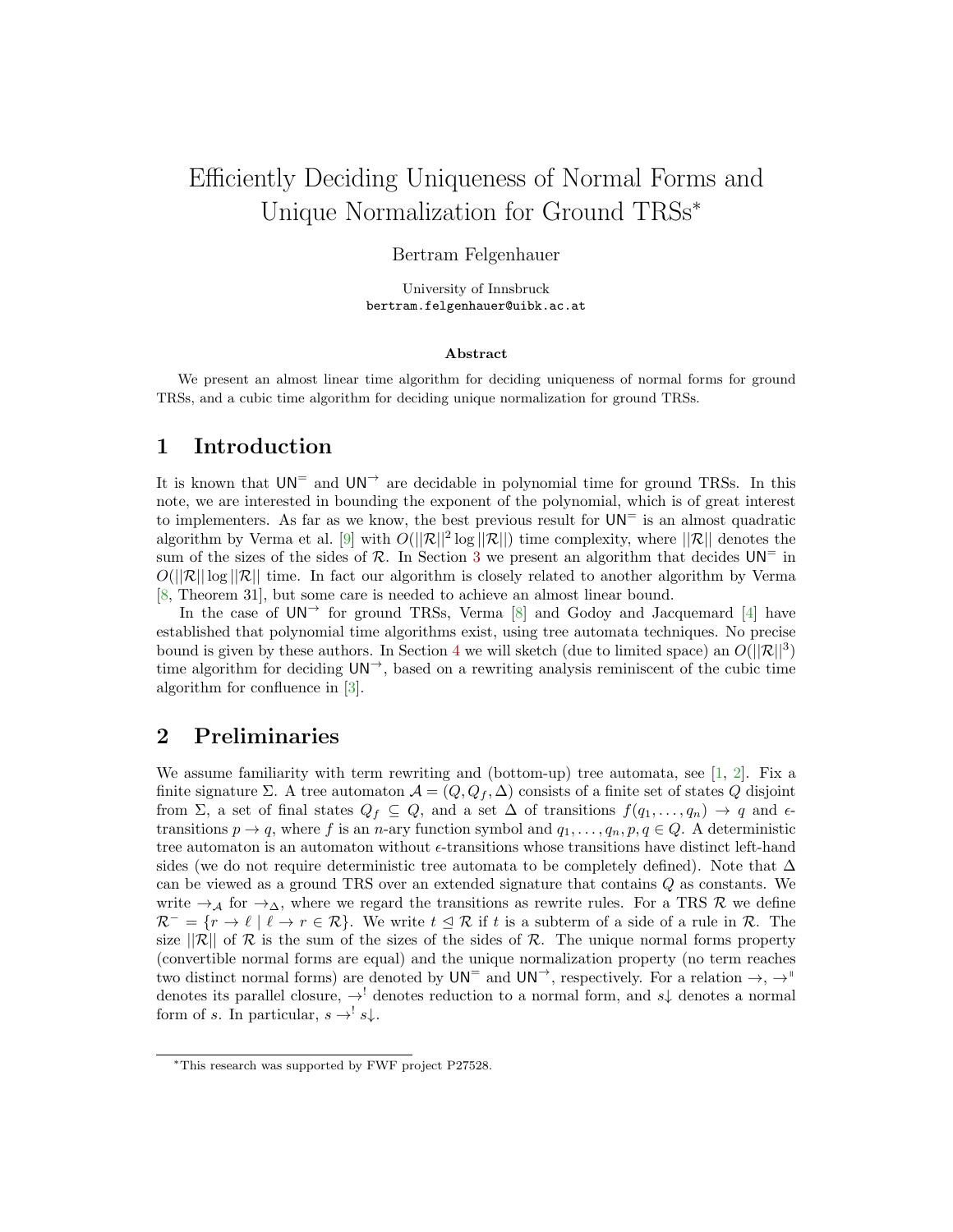# Efficiently Deciding Uniqueness of Normal Forms and Unique Normalization for Ground TRSs*

Bertram Felgenhauer

University of Innsbruck
bertram.felgenhauer@uibk.ac.at

### Abstract

We present an almost linear time algorithm for deciding uniqueness of normal forms for ground TRSs, and a cubic time algorithm for deciding unique normalization for ground TRSs.

## 1 Introduction

It is known that $\mathsf{UN}^=$ and $\mathsf{UN}^\to$ are decidable in polynomial time for ground TRSs. In this note, we are interested in bounding the exponent of the polynomial, which is of great interest to implementers. As far as we know, the best previous result for $\mathsf{UN}^=$ is an almost quadratic algorithm by Verma et al. [9] with $O(||\mathcal{R}||^2 \log ||\mathcal{R}||)$ time complexity, where $||\mathcal{R}||$ denotes the sum of the sizes of the sides of $\mathcal{R}$. In Section 3 we present an algorithm that decides $\mathsf{UN}^=$ in $O(||\mathcal{R}|| \log ||\mathcal{R}||$ time. In fact our algorithm is closely related to another algorithm by Verma [8, Theorem 31], but some care is needed to achieve an almost linear bound.

In the case of $\mathsf{UN}^\to$ for ground TRSs, Verma [8] and Godoy and Jacquemard [4] have established that polynomial time algorithms exist, using tree automata techniques. No precise bound is given by these authors. In Section 4 we will sketch (due to limited space) an $O(||\mathcal{R}||^3)$ time algorithm for deciding $\mathsf{UN}^\to$, based on a rewriting analysis reminiscent of the cubic time algorithm for confluence in [3].

## 2 Preliminaries

We assume familiarity with term rewriting and (bottom-up) tree automata, see [1, 2]. Fix a finite signature $\Sigma$. A tree automaton $\mathcal{A} = (Q, Q_f, \Delta)$ consists of a finite set of states $Q$ disjoint from $\Sigma$, a set of final states $Q_f \subseteq Q$, and a set $\Delta$ of transitions $f(q_1, \dots, q_n) \to q$ and $\epsilon$-transitions $p \to q$, where $f$ is an $n$-ary function symbol and $q_1, \dots, q_n, p, q \in Q$. A deterministic tree automaton is an automaton without $\epsilon$-transitions whose transitions have distinct left-hand sides (we do not require deterministic tree automata to be completely defined). Note that $\Delta$ can be viewed as a ground TRS over an extended signature that contains $Q$ as constants. We write $\to_\mathcal{A}$ for $\to_\Delta$, where we regard the transitions as rewrite rules. For a TRS $\mathcal{R}$ we define $\mathcal{R}^- = \{r \to \ell \mid \ell \to r \in \mathcal{R}\}$. We write $t \trianglelefteq \mathcal{R}$ if $t$ is a subterm of a side of a rule in $\mathcal{R}$. The size $||\mathcal{R}||$ of $\mathcal{R}$ is the sum of the sizes of the sides of $\mathcal{R}$. The unique normal forms property (convertible normal forms are equal) and the unique normalization property (no term reaches two distinct normal forms) are denoted by $\mathsf{UN}^=$ and $\mathsf{UN}^\to$, respectively. For a relation $\to$, $\to^{\shortparallel}$ denotes its parallel closure, $\to^!$ denotes reduction to a normal form, and $s{\downarrow}$ denotes a normal form of $s$. In particular, $s \to^! s{\downarrow}$.

---

*This research was supported by FWF project P27528.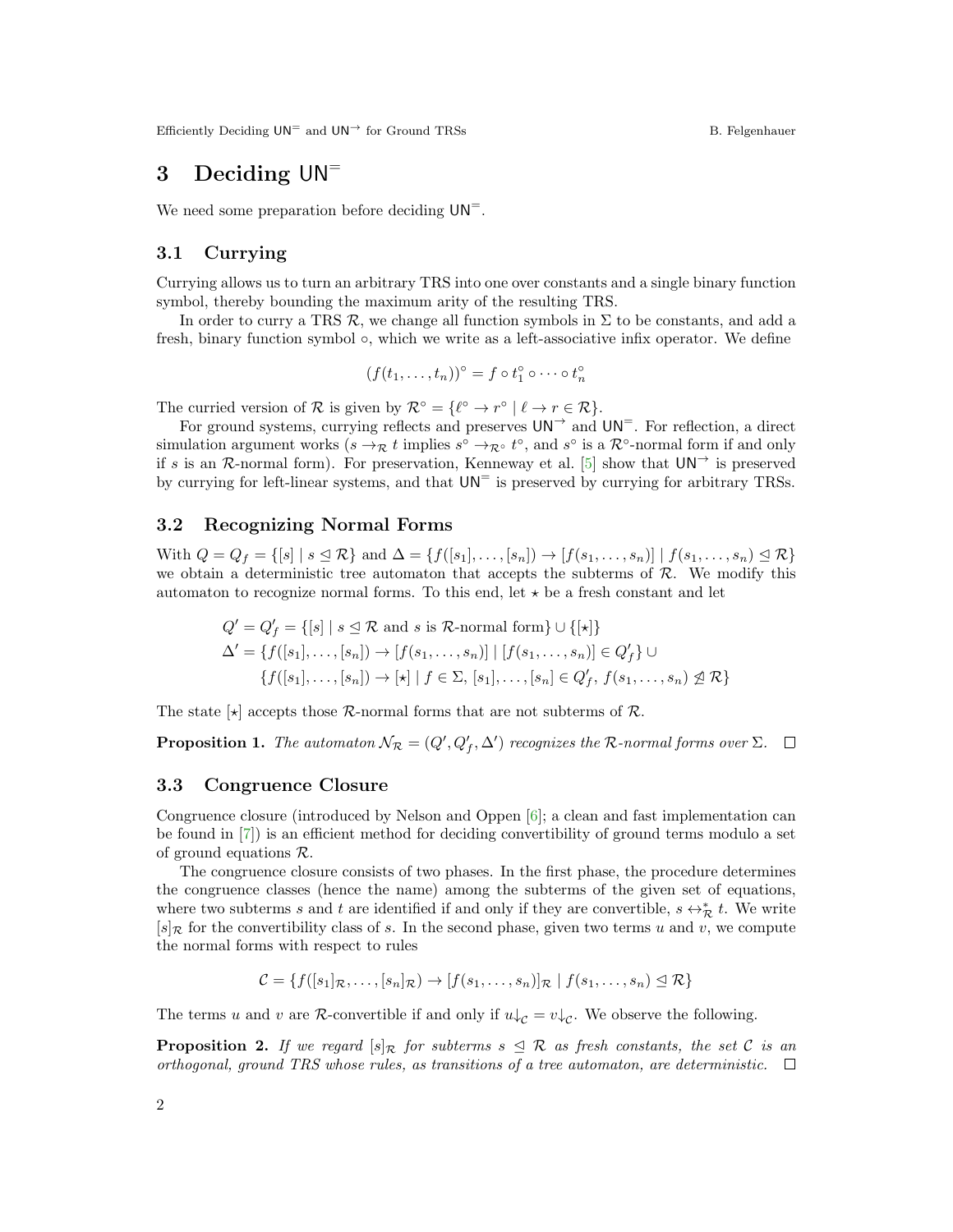## 3 Deciding $\mathsf{UN}^=$

We need some preparation before deciding $\mathsf{UN}^=$.

### 3.1 Currying

Currying allows us to turn an arbitrary TRS into one over constants and a single binary function symbol, thereby bounding the maximum arity of the resulting TRS.

In order to curry a TRS $\mathcal{R}$, we change all function symbols in $\Sigma$ to be constants, and add a fresh, binary function symbol $\circ$, which we write as a left-associative infix operator. We define

$$(f(t_1, \dots, t_n))^\circ = f \circ t_1^\circ \circ \cdots \circ t_n^\circ$$

The curried version of $\mathcal{R}$ is given by $\mathcal{R}^\circ = \{\ell^\circ \to r^\circ \mid \ell \to r \in \mathcal{R}\}$.

For ground systems, currying reflects and preserves $\mathsf{UN}^\to$ and $\mathsf{UN}^=$. For reflection, a direct simulation argument works ($s \to_\mathcal{R} t$ implies $s^\circ \to_{\mathcal{R}^\circ} t^\circ$, and $s^\circ$ is a $\mathcal{R}^\circ$-normal form if and only if $s$ is an $\mathcal{R}$-normal form). For preservation, Kenneway et al. [5] show that $\mathsf{UN}^\to$ is preserved by currying for left-linear systems, and that $\mathsf{UN}^=$ is preserved by currying for arbitrary TRSs.

### 3.2 Recognizing Normal Forms

With $Q = Q_f = \{[s] \mid s \trianglelefteq \mathcal{R}\}$ and $\Delta = \{f([s_1], \dots, [s_n]) \to [f(s_1, \dots, s_n)] \mid f(s_1, \dots, s_n) \trianglelefteq \mathcal{R}\}$ we obtain a deterministic tree automaton that accepts the subterms of $\mathcal{R}$. We modify this automaton to recognize normal forms. To this end, let $\star$ be a fresh constant and let

$$\begin{aligned}
Q' = Q'_f &= \{[s] \mid s \trianglelefteq \mathcal{R} \text{ and } s \text{ is } \mathcal{R}\text{-normal form}\} \cup \{[\star]\}\\
\Delta' &= \{f([s_1], \dots, [s_n]) \to [f(s_1, \dots, s_n)] \mid [f(s_1, \dots, s_n)] \in Q'_f\} \cup\\
&\quad\ \{f([s_1], \dots, [s_n]) \to [\star] \mid f \in \Sigma,\, [s_1], \dots, [s_n] \in Q'_f,\, f(s_1, \dots, s_n) \ntrianglelefteq \mathcal{R}\}
\end{aligned}$$

The state $[\star]$ accepts those $\mathcal{R}$-normal forms that are not subterms of $\mathcal{R}$.

**Proposition 1.** *The automaton $\mathcal{N}_\mathcal{R} = (Q', Q'_f, \Delta')$ recognizes the $\mathcal{R}$-normal forms over $\Sigma$.* $\square$

### 3.3 Congruence Closure

Congruence closure (introduced by Nelson and Oppen [6]; a clean and fast implementation can be found in [7]) is an efficient method for deciding convertibility of ground terms modulo a set of ground equations $\mathcal{R}$.

The congruence closure consists of two phases. In the first phase, the procedure determines the congruence classes (hence the name) among the subterms of the given set of equations, where two subterms $s$ and $t$ are identified if and only if they are convertible, $s \leftrightarrow^*_\mathcal{R} t$. We write $[s]_\mathcal{R}$ for the convertibility class of $s$. In the second phase, given two terms $u$ and $v$, we compute the normal forms with respect to rules

$$\mathcal{C} = \{f([s_1]_\mathcal{R}, \dots, [s_n]_\mathcal{R}) \to [f(s_1, \dots, s_n)]_\mathcal{R} \mid f(s_1, \dots, s_n) \trianglelefteq \mathcal{R}\}$$

The terms $u$ and $v$ are $\mathcal{R}$-convertible if and only if $u{\downarrow_\mathcal{C}} = v{\downarrow_\mathcal{C}}$. We observe the following.

**Proposition 2.** *If we regard $[s]_\mathcal{R}$ for subterms $s \trianglelefteq \mathcal{R}$ as fresh constants, the set $\mathcal{C}$ is an orthogonal, ground TRS whose rules, as transitions of a tree automaton, are deterministic.* $\square$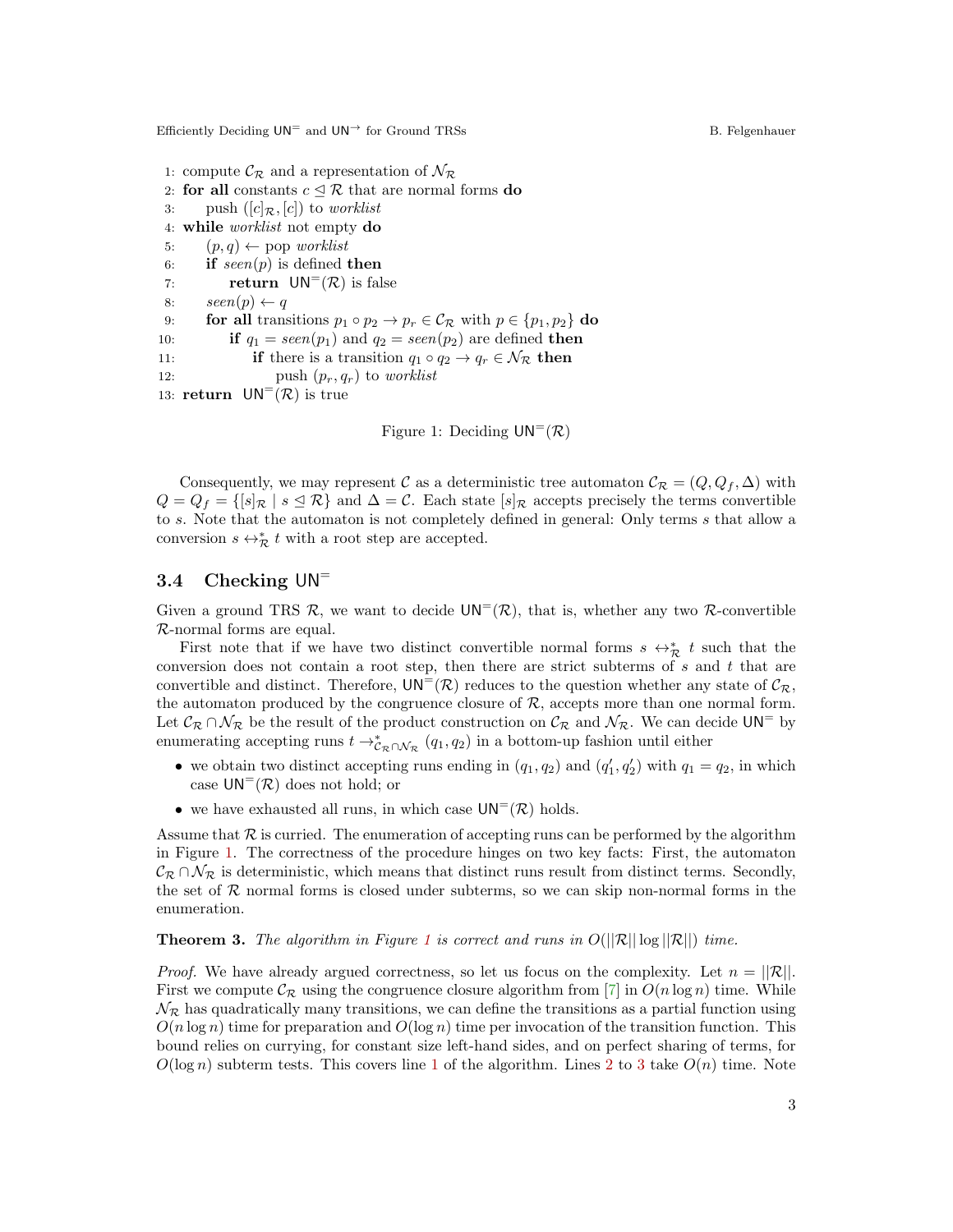```
1: compute C_R and a representation of N_R
2: for all constants c ⊴ R that are normal forms do
3:     push ([c]_R, [c]) to worklist
4: while worklist not empty do
5:     (p, q) ← pop worklist
6:     if seen(p) is defined then
7:         return UN=(R) is false
8:     seen(p) ← q
9:     for all transitions p1 ∘ p2 → pr ∈ C_R with p ∈ {p1, p2} do
10:        if q1 = seen(p1) and q2 = seen(p2) are defined then
11:            if there is a transition q1 ∘ q2 → qr ∈ N_R then
12:                push (pr, qr) to worklist
13: return UN=(R) is true
```

Figure 1: Deciding $\mathsf{UN}^=(\mathcal{R})$

Consequently, we may represent $\mathcal{C}$ as a deterministic tree automaton $\mathcal{C}_\mathcal{R} = (Q, Q_f, \Delta)$ with $Q = Q_f = \{[s]_\mathcal{R} \mid s \trianglelefteq \mathcal{R}\}$ and $\Delta = \mathcal{C}$. Each state $[s]_\mathcal{R}$ accepts precisely the terms convertible to $s$. Note that the automaton is not completely defined in general: Only terms $s$ that allow a conversion $s \leftrightarrow^*_\mathcal{R} t$ with a root step are accepted.

## 3.4 Checking $\mathsf{UN}^=$

Given a ground TRS $\mathcal{R}$, we want to decide $\mathsf{UN}^=(\mathcal{R})$, that is, whether any two $\mathcal{R}$-convertible $\mathcal{R}$-normal forms are equal.

First note that if we have two distinct convertible normal forms $s \leftrightarrow^*_\mathcal{R} t$ such that the conversion does not contain a root step, then there are strict subterms of $s$ and $t$ that are convertible and distinct. Therefore, $\mathsf{UN}^=(\mathcal{R})$ reduces to the question whether any state of $\mathcal{C}_\mathcal{R}$, the automaton produced by the congruence closure of $\mathcal{R}$, accepts more than one normal form. Let $\mathcal{C}_\mathcal{R} \cap \mathcal{N}_\mathcal{R}$ be the result of the product construction on $\mathcal{C}_\mathcal{R}$ and $\mathcal{N}_\mathcal{R}$. We can decide $\mathsf{UN}^=$ by enumerating accepting runs $t \to^*_{\mathcal{C}_\mathcal{R} \cap \mathcal{N}_\mathcal{R}} (q_1, q_2)$ in a bottom-up fashion until either

- we obtain two distinct accepting runs ending in $(q_1, q_2)$ and $(q'_1, q'_2)$ with $q_1 = q_2$, in which case $\mathsf{UN}^=(\mathcal{R})$ does not hold; or
- we have exhausted all runs, in which case $\mathsf{UN}^=(\mathcal{R})$ holds.

Assume that $\mathcal{R}$ is curried. The enumeration of accepting runs can be performed by the algorithm in Figure 1. The correctness of the procedure hinges on two key facts: First, the automaton $\mathcal{C}_\mathcal{R} \cap \mathcal{N}_\mathcal{R}$ is deterministic, which means that distinct runs result from distinct terms. Secondly, the set of $\mathcal{R}$ normal forms is closed under subterms, so we can skip non-normal forms in the enumeration.

**Theorem 3.** *The algorithm in Figure 1 is correct and runs in $O(||\mathcal{R}|| \log ||\mathcal{R}||)$ time.*

*Proof.* We have already argued correctness, so let us focus on the complexity. Let $n = ||\mathcal{R}||$. First we compute $\mathcal{C}_\mathcal{R}$ using the congruence closure algorithm from [7] in $O(n \log n)$ time. While $\mathcal{N}_\mathcal{R}$ has quadratically many transitions, we can define the transitions as a partial function using $O(n \log n)$ time for preparation and $O(\log n)$ time per invocation of the transition function. This bound relies on currying, for constant size left-hand sides, and on perfect sharing of terms, for $O(\log n)$ subterm tests. This covers line 1 of the algorithm. Lines 2 to 3 take $O(n)$ time. Note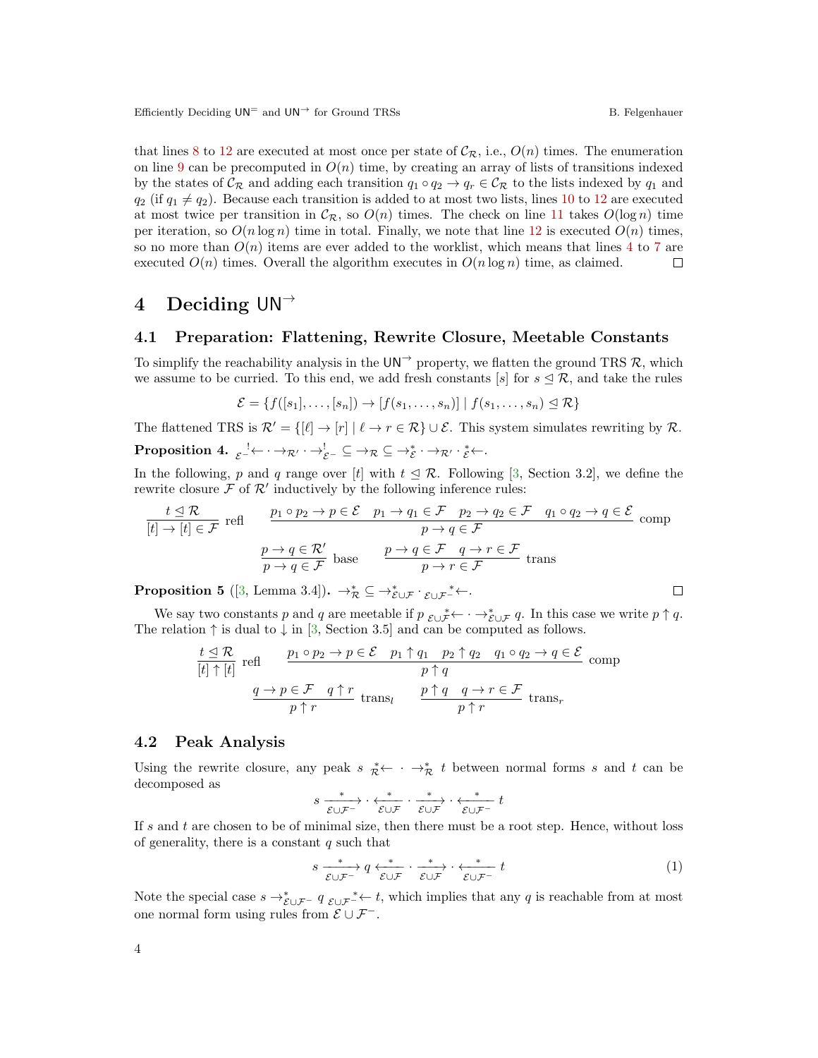that lines 8 to 12 are executed at most once per state of $\mathcal{C}_\mathcal{R}$, i.e., $O(n)$ times. The enumeration on line 9 can be precomputed in $O(n)$ time, by creating an array of lists of transitions indexed by the states of $\mathcal{C}_\mathcal{R}$ and adding each transition $q_1 \circ q_2 \to q_r \in \mathcal{C}_\mathcal{R}$ to the lists indexed by $q_1$ and $q_2$ (if $q_1 \neq q_2$). Because each transition is added to at most two lists, lines 10 to 12 are executed at most twice per transition in $\mathcal{C}_\mathcal{R}$, so $O(n)$ times. The check on line 11 takes $O(\log n)$ time per iteration, so $O(n \log n)$ time in total. Finally, we note that line 12 is executed $O(n)$ times, so no more than $O(n)$ items are ever added to the worklist, which means that lines 4 to 7 are executed $O(n)$ times. Overall the algorithm executes in $O(n \log n)$ time, as claimed. ◻

# 4 Deciding $\mathsf{UN}^\to$

## 4.1 Preparation: Flattening, Rewrite Closure, Meetable Constants

To simplify the reachability analysis in the $\mathsf{UN}^\to$ property, we flatten the ground TRS $\mathcal{R}$, which we assume to be curried. To this end, we add fresh constants $[s]$ for $s \trianglelefteq \mathcal{R}$, and take the rules

$$\mathcal{E} = \{f([s_1], \ldots, [s_n]) \to [f(s_1, \ldots, s_n)] \mid f(s_1, \ldots, s_n) \trianglelefteq \mathcal{R}\}$$

The flattened TRS is $\mathcal{R}' = \{[\ell] \to [r] \mid \ell \to r \in \mathcal{R}\} \cup \mathcal{E}$. This system simulates rewriting by $\mathcal{R}$.

**Proposition 4.** ${}_{\mathcal{E}^-}{\overset{!}{\leftarrow}} \cdot \to_{\mathcal{R}'} \cdot \to^!_{\mathcal{E}^-} \subseteq \to_\mathcal{R} \subseteq \to^*_\mathcal{E} \cdot \to_{\mathcal{R}'} \cdot {}_{\mathcal{E}}{\overset{*}{\leftarrow}}$.

In the following, $p$ and $q$ range over $[t]$ with $t \trianglelefteq \mathcal{R}$. Following [3, Section 3.2], we define the rewrite closure $\mathcal{F}$ of $\mathcal{R}'$ inductively by the following inference rules:

$$\frac{t \trianglelefteq \mathcal{R}}{[t] \to [t] \in \mathcal{F}}\ \text{refl} \qquad \frac{p_1 \circ p_2 \to p \in \mathcal{E} \quad p_1 \to q_1 \in \mathcal{F} \quad p_2 \to q_2 \in \mathcal{F} \quad q_1 \circ q_2 \to q \in \mathcal{E}}{p \to q \in \mathcal{F}}\ \text{comp}$$

$$\frac{p \to q \in \mathcal{R}'}{p \to q \in \mathcal{F}}\ \text{base} \qquad \frac{p \to q \in \mathcal{F} \quad q \to r \in \mathcal{F}}{p \to r \in \mathcal{F}}\ \text{trans}$$

**Proposition 5** ([3, Lemma 3.4])**.** $\to^*_\mathcal{R} \subseteq \to^*_{\mathcal{E} \cup \mathcal{F}} \cdot {}_{\mathcal{E} \cup \mathcal{F}^-}{\overset{*}{\leftarrow}}$. ◻

We say two constants $p$ and $q$ are meetable if $p\ {}_{\mathcal{E} \cup \mathcal{F}}{\overset{*}{\leftarrow}} \cdot \to^*_{\mathcal{E} \cup \mathcal{F}} q$. In this case we write $p \uparrow q$. The relation $\uparrow$ is dual to $\downarrow$ in [3, Section 3.5] and can be computed as follows.

$$\frac{t \trianglelefteq \mathcal{R}}{[t] \uparrow [t]}\ \text{refl} \qquad \frac{p_1 \circ p_2 \to p \in \mathcal{E} \quad p_1 \uparrow q_1 \quad p_2 \uparrow q_2 \quad q_1 \circ q_2 \to q \in \mathcal{E}}{p \uparrow q}\ \text{comp}$$

$$\frac{q \to p \in \mathcal{F} \quad q \uparrow r}{p \uparrow r}\ \text{trans}_l \qquad \frac{p \uparrow q \quad q \to r \in \mathcal{F}}{p \uparrow r}\ \text{trans}_r$$

## 4.2 Peak Analysis

Using the rewrite closure, any peak $s\ {}_{\mathcal{R}}{\overset{*}{\leftarrow}} \cdot \to^*_\mathcal{R} t$ between normal forms $s$ and $t$ can be decomposed as

$$s \xrightarrow[\mathcal{E} \cup \mathcal{F}^-]{*} \cdot \xleftarrow[\mathcal{E} \cup \mathcal{F}]{*} \cdot \xrightarrow[\mathcal{E} \cup \mathcal{F}]{*} \cdot \xleftarrow[\mathcal{E} \cup \mathcal{F}^-]{*} t$$

If $s$ and $t$ are chosen to be of minimal size, then there must be a root step. Hence, without loss of generality, there is a constant $q$ such that

$$s \xrightarrow[\mathcal{E} \cup \mathcal{F}^-]{*} q \xleftarrow[\mathcal{E} \cup \mathcal{F}]{*} \cdot \xrightarrow[\mathcal{E} \cup \mathcal{F}]{*} \cdot \xleftarrow[\mathcal{E} \cup \mathcal{F}^-]{*} t \tag{1}$$

Note the special case $s \to^*_{\mathcal{E} \cup \mathcal{F}^-} q\ {}_{\mathcal{E} \cup \mathcal{F}^-}{\overset{*}{\leftarrow}} t$, which implies that any $q$ is reachable from at most one normal form using rules from $\mathcal{E} \cup \mathcal{F}^-$.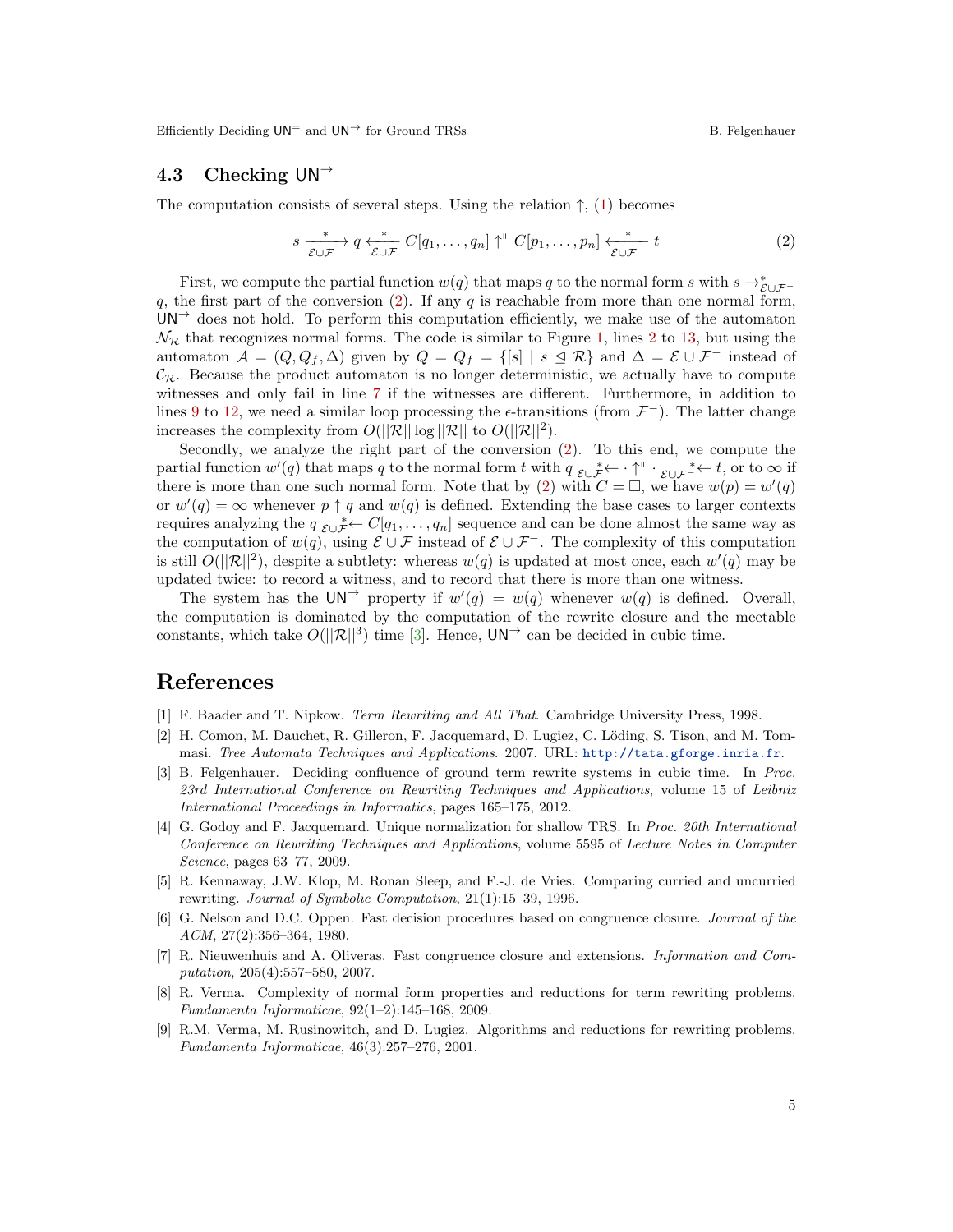### 4.3 Checking $\mathsf{UN}^{\rightarrow}$

The computation consists of several steps. Using the relation $\uparrow$, (1) becomes

$$s \xrightarrow[\mathcal{E}\cup\mathcal{F}^-]{*} q \xleftarrow[\mathcal{E}\cup\mathcal{F}]{*} C[q_1,\dots,q_n] \uparrow^{\shortparallel} C[p_1,\dots,p_n] \xleftarrow[\mathcal{E}\cup\mathcal{F}^-]{*} t \tag{2}$$

First, we compute the partial function $w(q)$ that maps $q$ to the normal form $s$ with $s \to^*_{\mathcal{E}\cup\mathcal{F}^-} q$, the first part of the conversion (2). If any $q$ is reachable from more than one normal form, $\mathsf{UN}^{\rightarrow}$ does not hold. To perform this computation efficiently, we make use of the automaton $\mathcal{N}_\mathcal{R}$ that recognizes normal forms. The code is similar to Figure 1, lines 2 to 13, but using the automaton $\mathcal{A} = (Q, Q_f, \Delta)$ given by $Q = Q_f = \{[s] \mid s \trianglelefteq \mathcal{R}\}$ and $\Delta = \mathcal{E} \cup \mathcal{F}^-$ instead of $\mathcal{C}_\mathcal{R}$. Because the product automaton is no longer deterministic, we actually have to compute witnesses and only fail in line 7 if the witnesses are different. Furthermore, in addition to lines 9 to 12, we need a similar loop processing the $\epsilon$-transitions (from $\mathcal{F}^-$). The latter change increases the complexity from $O(||\mathcal{R}|| \log ||\mathcal{R}||$ to $O(||\mathcal{R}||^2)$.

Secondly, we analyze the right part of the conversion (2). To this end, we compute the partial function $w'(q)$ that maps $q$ to the normal form $t$ with $q \; {}_{\mathcal{E}\cup\mathcal{F}}\!\!\xleftarrow{*} \cdot \uparrow^{\shortparallel} \cdot \; {}_{\mathcal{E}\cup\mathcal{F}^-}\!\!\xleftarrow{*} t$, or to $\infty$ if there is more than one such normal form. Note that by (2) with $C = \Box$, we have $w(p) = w'(q)$ or $w'(q) = \infty$ whenever $p \uparrow q$ and $w(q)$ is defined. Extending the base cases to larger contexts requires analyzing the $q \; {}_{\mathcal{E}\cup\mathcal{F}}\!\!\xleftarrow{*} C[q_1,\dots,q_n]$ sequence and can be done almost the same way as the computation of $w(q)$, using $\mathcal{E}\cup\mathcal{F}$ instead of $\mathcal{E}\cup\mathcal{F}^-$. The complexity of this computation is still $O(||\mathcal{R}||^2)$, despite a subtlety: whereas $w(q)$ is updated at most once, each $w'(q)$ may be updated twice: to record a witness, and to record that there is more than one witness.

The system has the $\mathsf{UN}^{\rightarrow}$ property if $w'(q) = w(q)$ whenever $w(q)$ is defined. Overall, the computation is dominated by the computation of the rewrite closure and the meetable constants, which take $O(||\mathcal{R}||^3)$ time [3]. Hence, $\mathsf{UN}^{\rightarrow}$ can be decided in cubic time.

## References

[1] F. Baader and T. Nipkow. *Term Rewriting and All That*. Cambridge University Press, 1998.

[2] H. Comon, M. Dauchet, R. Gilleron, F. Jacquemard, D. Lugiez, C. Löding, S. Tison, and M. Tommasi. *Tree Automata Techniques and Applications*. 2007. URL: http://tata.gforge.inria.fr.

[3] B. Felgenhauer. Deciding confluence of ground term rewrite systems in cubic time. In *Proc. 23rd International Conference on Rewriting Techniques and Applications*, volume 15 of *Leibniz International Proceedings in Informatics*, pages 165–175, 2012.

[4] G. Godoy and F. Jacquemard. Unique normalization for shallow TRS. In *Proc. 20th International Conference on Rewriting Techniques and Applications*, volume 5595 of *Lecture Notes in Computer Science*, pages 63–77, 2009.

[5] R. Kennaway, J.W. Klop, M. Ronan Sleep, and F.-J. de Vries. Comparing curried and uncurried rewriting. *Journal of Symbolic Computation*, 21(1):15–39, 1996.

[6] G. Nelson and D.C. Oppen. Fast decision procedures based on congruence closure. *Journal of the ACM*, 27(2):356–364, 1980.

[7] R. Nieuwenhuis and A. Oliveras. Fast congruence closure and extensions. *Information and Computation*, 205(4):557–580, 2007.

[8] R. Verma. Complexity of normal form properties and reductions for term rewriting problems. *Fundamenta Informaticae*, 92(1–2):145–168, 2009.

[9] R.M. Verma, M. Rusinowitch, and D. Lugiez. Algorithms and reductions for rewriting problems. *Fundamenta Informaticae*, 46(3):257–276, 2001.